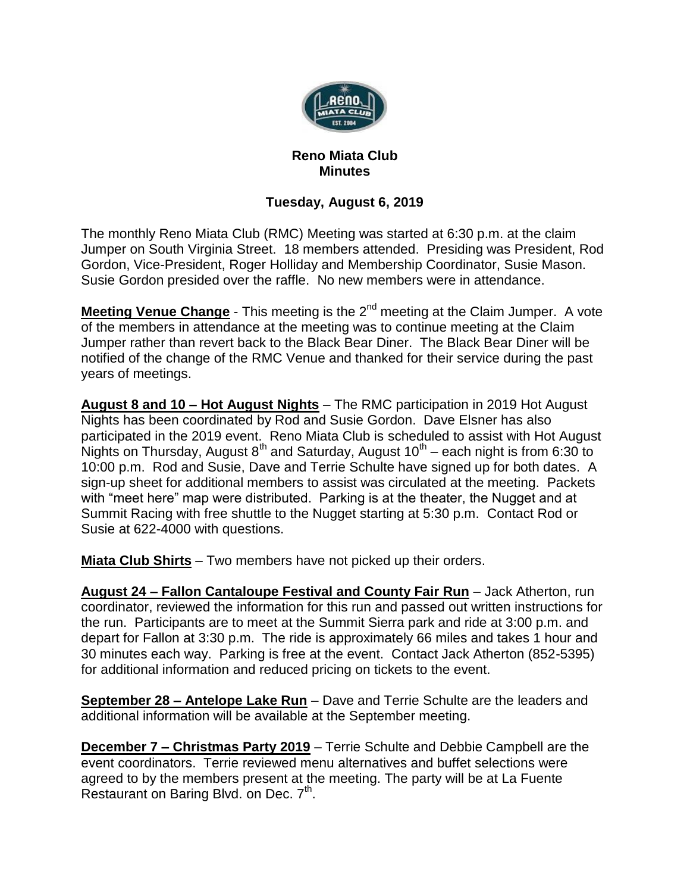**Reno Miata Club**
**Minutes**

**Tuesday, August 6, 2019**

The monthly Reno Miata Club (RMC) Meeting was started at 6:30 p.m. at the claim Jumper on South Virginia Street. 18 members attended. Presiding was President, Rod Gordon, Vice-President, Roger Holliday and Membership Coordinator, Susie Mason. Susie Gordon presided over the raffle. No new members were in attendance.

**Meeting Venue Change** - This meeting is the 2nd meeting at the Claim Jumper. A vote of the members in attendance at the meeting was to continue meeting at the Claim Jumper rather than revert back to the Black Bear Diner. The Black Bear Diner will be notified of the change of the RMC Venue and thanked for their service during the past years of meetings.

**August 8 and 10 – Hot August Nights** – The RMC participation in 2019 Hot August Nights has been coordinated by Rod and Susie Gordon. Dave Elsner has also participated in the 2019 event. Reno Miata Club is scheduled to assist with Hot August Nights on Thursday, August 8th and Saturday, August 10th – each night is from 6:30 to 10:00 p.m. Rod and Susie, Dave and Terrie Schulte have signed up for both dates. A sign-up sheet for additional members to assist was circulated at the meeting. Packets with "meet here" map were distributed. Parking is at the theater, the Nugget and at Summit Racing with free shuttle to the Nugget starting at 5:30 p.m. Contact Rod or Susie at 622-4000 with questions.

**Miata Club Shirts** – Two members have not picked up their orders.

**August 24 – Fallon Cantaloupe Festival and County Fair Run** – Jack Atherton, run coordinator, reviewed the information for this run and passed out written instructions for the run. Participants are to meet at the Summit Sierra park and ride at 3:00 p.m. and depart for Fallon at 3:30 p.m. The ride is approximately 66 miles and takes 1 hour and 30 minutes each way. Parking is free at the event. Contact Jack Atherton (852-5395) for additional information and reduced pricing on tickets to the event.

**September 28 – Antelope Lake Run** – Dave and Terrie Schulte are the leaders and additional information will be available at the September meeting.

**December 7 – Christmas Party 2019** – Terrie Schulte and Debbie Campbell are the event coordinators. Terrie reviewed menu alternatives and buffet selections were agreed to by the members present at the meeting. The party will be at La Fuente Restaurant on Baring Blvd. on Dec. 7th.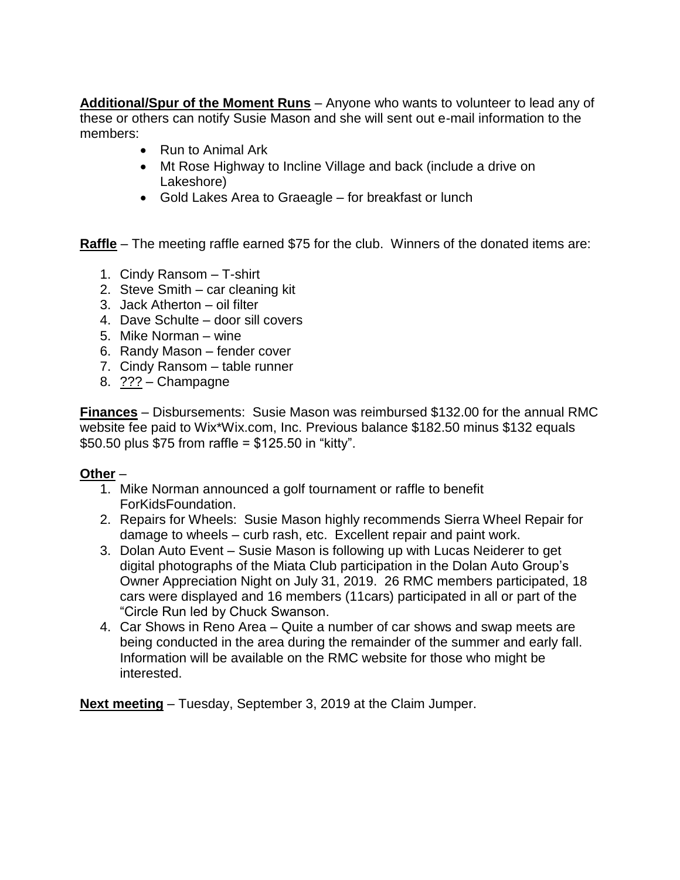**Additional/Spur of the Moment Runs** – Anyone who wants to volunteer to lead any of these or others can notify Susie Mason and she will sent out e-mail information to the members:

- Run to Animal Ark
- Mt Rose Highway to Incline Village and back (include a drive on Lakeshore)
- Gold Lakes Area to Graeagle – for breakfast or lunch

**Raffle** – The meeting raffle earned $75 for the club. Winners of the donated items are:

1. Cindy Ransom – T-shirt
2. Steve Smith – car cleaning kit
3. Jack Atherton – oil filter
4. Dave Schulte – door sill covers
5. Mike Norman – wine
6. Randy Mason – fender cover
7. Cindy Ransom – table runner
8. ??? – Champagne

**Finances** – Disbursements: Susie Mason was reimbursed $132.00 for the annual RMC website fee paid to Wix*Wix.com, Inc. Previous balance $182.50 minus $132 equals $50.50 plus $75 from raffle = $125.50 in "kitty".

**Other** –

1. Mike Norman announced a golf tournament or raffle to benefit ForKidsFoundation.
2. Repairs for Wheels: Susie Mason highly recommends Sierra Wheel Repair for damage to wheels – curb rash, etc. Excellent repair and paint work.
3. Dolan Auto Event – Susie Mason is following up with Lucas Neiderer to get digital photographs of the Miata Club participation in the Dolan Auto Group's Owner Appreciation Night on July 31, 2019. 26 RMC members participated, 18 cars were displayed and 16 members (11cars) participated in all or part of the "Circle Run led by Chuck Swanson.
4. Car Shows in Reno Area – Quite a number of car shows and swap meets are being conducted in the area during the remainder of the summer and early fall. Information will be available on the RMC website for those who might be interested.

**Next meeting** – Tuesday, September 3, 2019 at the Claim Jumper.